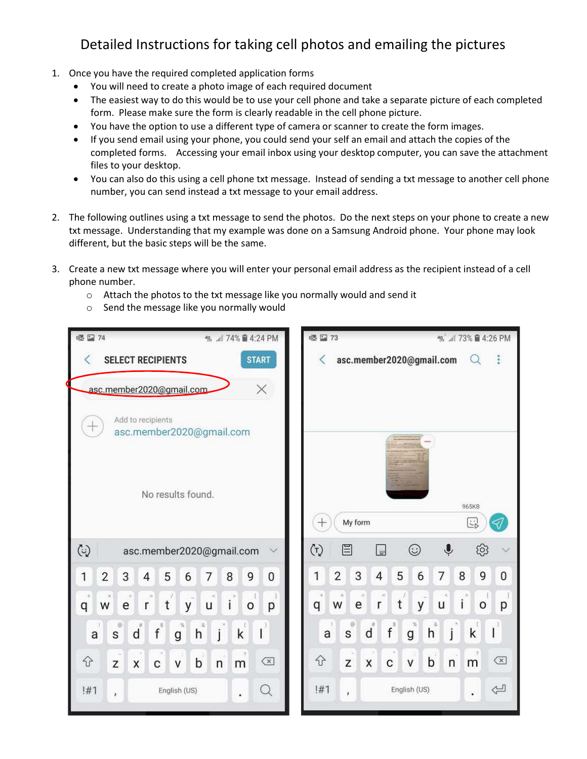# Detailed Instructions for taking cell photos and emailing the pictures

1. Once you have the required completed application forms
   - You will need to create a photo image of each required document
   - The easiest way to do this would be to use your cell phone and take a separate picture of each completed form. Please make sure the form is clearly readable in the cell phone picture.
   - You have the option to use a different type of camera or scanner to create the form images.
   - If you send email using your phone, you could send your self an email and attach the copies of the completed forms. Accessing your email inbox using your desktop computer, you can save the attachment files to your desktop.
   - You can also do this using a cell phone txt message. Instead of sending a txt message to another cell phone number, you can send instead a txt message to your email address.

2. The following outlines using a txt message to send the photos. Do the next steps on your phone to create a new txt message. Understanding that my example was done on a Samsung Android phone. Your phone may look different, but the basic steps will be the same.

3. Create a new txt message where you will enter your personal email address as the recipient instead of a cell phone number.
   - Attach the photos to the txt message like you normally would and send it
   - Send the message like you normally would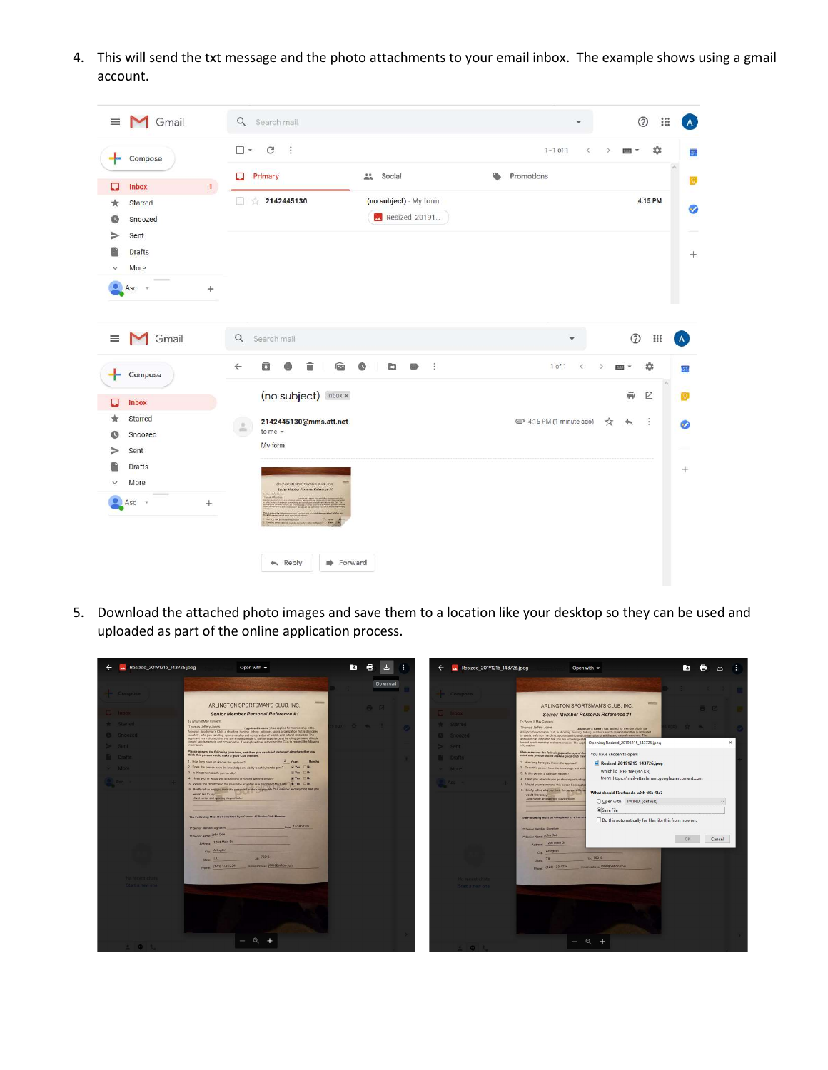4. This will send the txt message and the photo attachments to your email inbox. The example shows using a gmail account.

5. Download the attached photo images and save them to a location like your desktop so they can be used and uploaded as part of the online application process.